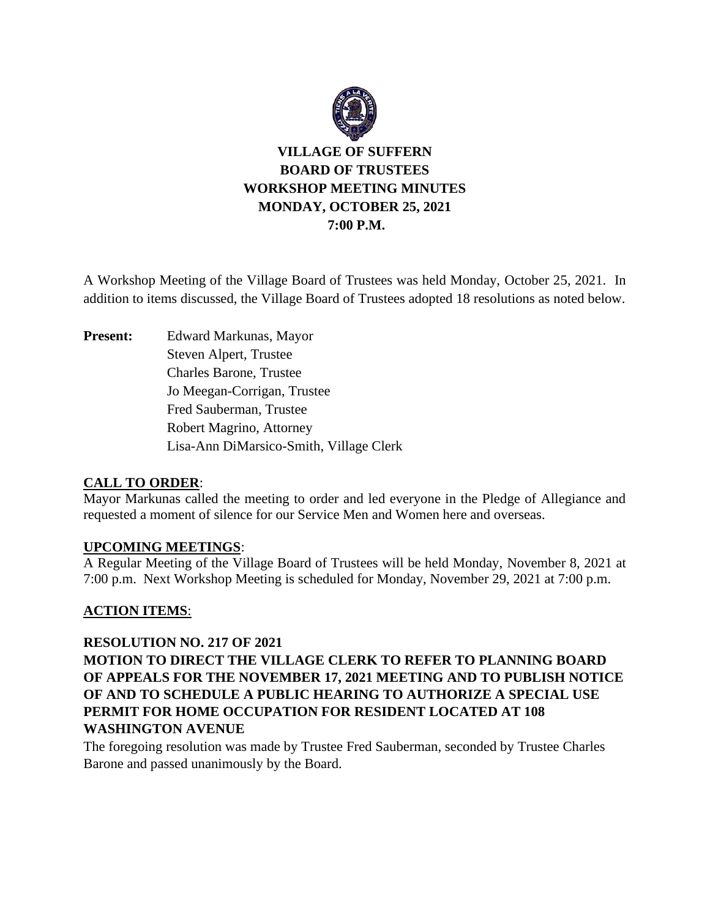# VILLAGE OF SUFFERN
# BOARD OF TRUSTEES
# WORKSHOP MEETING MINUTES
# MONDAY, OCTOBER 25, 2021
# 7:00 P.M.

A Workshop Meeting of the Village Board of Trustees was held Monday, October 25, 2021. In addition to items discussed, the Village Board of Trustees adopted 18 resolutions as noted below.

**Present:** Edward Markunas, Mayor
Steven Alpert, Trustee
Charles Barone, Trustee
Jo Meegan-Corrigan, Trustee
Fred Sauberman, Trustee
Robert Magrino, Attorney
Lisa-Ann DiMarsico-Smith, Village Clerk

## CALL TO ORDER:

Mayor Markunas called the meeting to order and led everyone in the Pledge of Allegiance and requested a moment of silence for our Service Men and Women here and overseas.

## UPCOMING MEETINGS:

A Regular Meeting of the Village Board of Trustees will be held Monday, November 8, 2021 at 7:00 p.m. Next Workshop Meeting is scheduled for Monday, November 29, 2021 at 7:00 p.m.

## ACTION ITEMS:

**RESOLUTION NO. 217 OF 2021**
**MOTION TO DIRECT THE VILLAGE CLERK TO REFER TO PLANNING BOARD OF APPEALS FOR THE NOVEMBER 17, 2021 MEETING AND TO PUBLISH NOTICE OF AND TO SCHEDULE A PUBLIC HEARING TO AUTHORIZE A SPECIAL USE PERMIT FOR HOME OCCUPATION FOR RESIDENT LOCATED AT 108 WASHINGTON AVENUE**

The foregoing resolution was made by Trustee Fred Sauberman, seconded by Trustee Charles Barone and passed unanimously by the Board.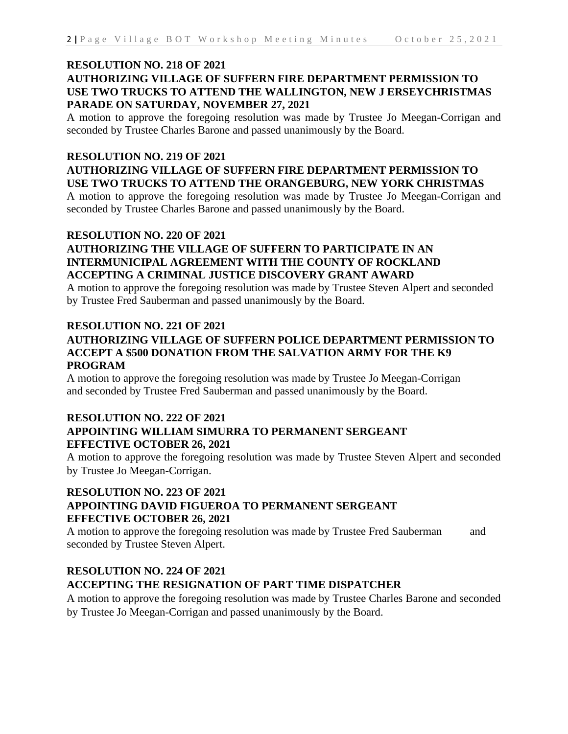**RESOLUTION NO. 218 OF 2021**
**AUTHORIZING VILLAGE OF SUFFERN FIRE DEPARTMENT PERMISSION TO USE TWO TRUCKS TO ATTEND THE WALLINGTON, NEW J ERSEYCHRISTMAS PARADE ON SATURDAY, NOVEMBER 27, 2021**

A motion to approve the foregoing resolution was made by Trustee Jo Meegan-Corrigan and seconded by Trustee Charles Barone and passed unanimously by the Board.

**RESOLUTION NO. 219 OF 2021**
**AUTHORIZING VILLAGE OF SUFFERN FIRE DEPARTMENT PERMISSION TO USE TWO TRUCKS TO ATTEND THE ORANGEBURG, NEW YORK CHRISTMAS**

A motion to approve the foregoing resolution was made by Trustee Jo Meegan-Corrigan and seconded by Trustee Charles Barone and passed unanimously by the Board.

**RESOLUTION NO. 220 OF 2021**
**AUTHORIZING THE VILLAGE OF SUFFERN TO PARTICIPATE IN AN INTERMUNICIPAL AGREEMENT WITH THE COUNTY OF ROCKLAND ACCEPTING A CRIMINAL JUSTICE DISCOVERY GRANT AWARD**

A motion to approve the foregoing resolution was made by Trustee Steven Alpert and seconded by Trustee Fred Sauberman and passed unanimously by the Board.

**RESOLUTION NO. 221 OF 2021**
**AUTHORIZING VILLAGE OF SUFFERN POLICE DEPARTMENT PERMISSION TO ACCEPT A $500 DONATION FROM THE SALVATION ARMY FOR THE K9 PROGRAM**

A motion to approve the foregoing resolution was made by Trustee Jo Meegan-Corrigan and seconded by Trustee Fred Sauberman and passed unanimously by the Board.

**RESOLUTION NO. 222 OF 2021**
**APPOINTING WILLIAM SIMURRA TO PERMANENT SERGEANT EFFECTIVE OCTOBER 26, 2021**

A motion to approve the foregoing resolution was made by Trustee Steven Alpert and seconded by Trustee Jo Meegan-Corrigan.

**RESOLUTION NO. 223 OF 2021**
**APPOINTING DAVID FIGUEROA TO PERMANENT SERGEANT EFFECTIVE OCTOBER 26, 2021**

A motion to approve the foregoing resolution was made by Trustee Fred Sauberman and seconded by Trustee Steven Alpert.

**RESOLUTION NO. 224 OF 2021**
**ACCEPTING THE RESIGNATION OF PART TIME DISPATCHER**

A motion to approve the foregoing resolution was made by Trustee Charles Barone and seconded by Trustee Jo Meegan-Corrigan and passed unanimously by the Board.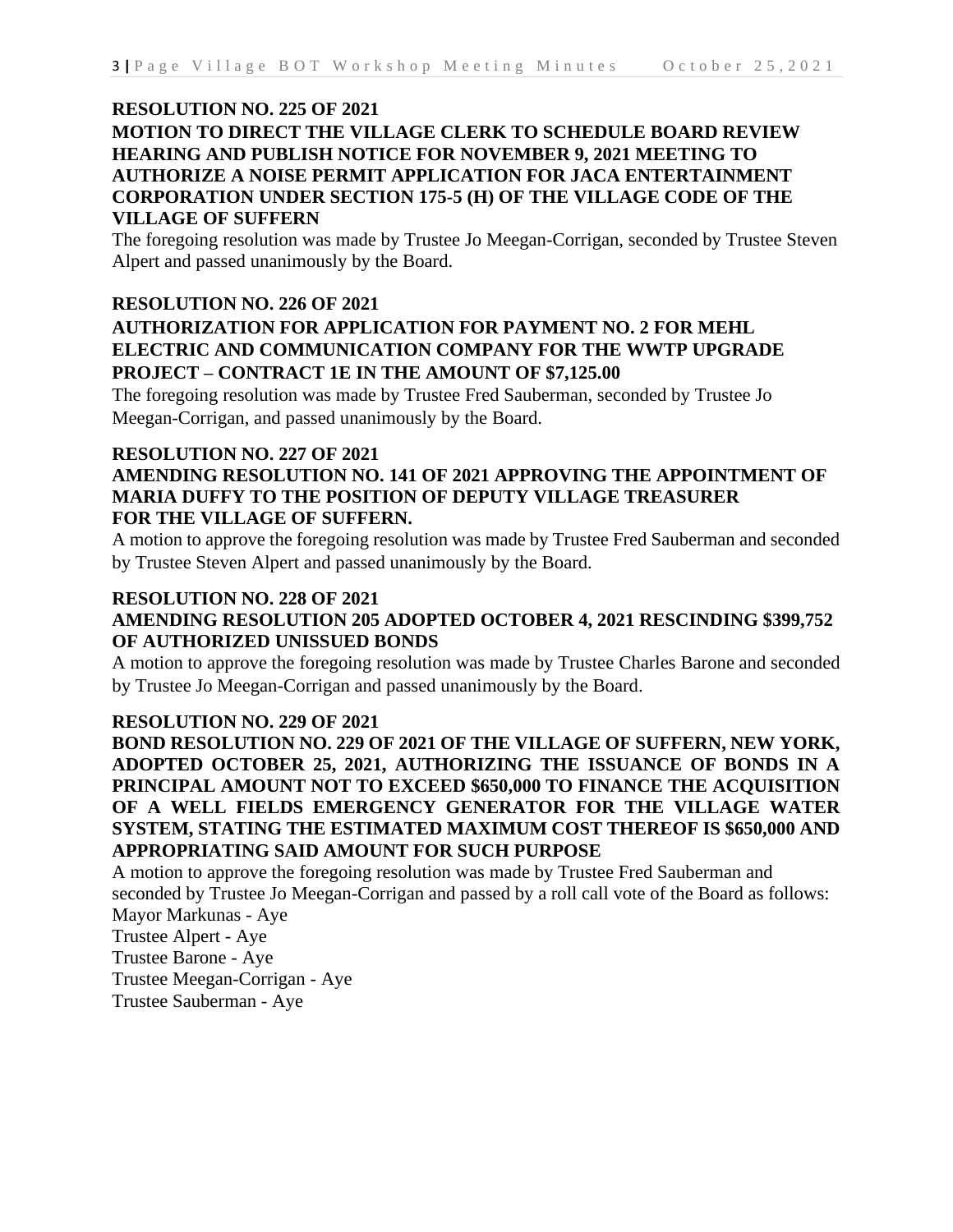**RESOLUTION NO. 225 OF 2021**

**MOTION TO DIRECT THE VILLAGE CLERK TO SCHEDULE BOARD REVIEW HEARING AND PUBLISH NOTICE FOR NOVEMBER 9, 2021 MEETING TO AUTHORIZE A NOISE PERMIT APPLICATION FOR JACA ENTERTAINMENT CORPORATION UNDER SECTION 175-5 (H) OF THE VILLAGE CODE OF THE VILLAGE OF SUFFERN**

The foregoing resolution was made by Trustee Jo Meegan-Corrigan, seconded by Trustee Steven Alpert and passed unanimously by the Board.

**RESOLUTION NO. 226 OF 2021**

**AUTHORIZATION FOR APPLICATION FOR PAYMENT NO. 2 FOR MEHL ELECTRIC AND COMMUNICATION COMPANY FOR THE WWTP UPGRADE PROJECT – CONTRACT 1E IN THE AMOUNT OF $7,125.00**

The foregoing resolution was made by Trustee Fred Sauberman, seconded by Trustee Jo Meegan-Corrigan, and passed unanimously by the Board.

**RESOLUTION NO. 227 OF 2021**

**AMENDING RESOLUTION NO. 141 OF 2021 APPROVING THE APPOINTMENT OF MARIA DUFFY TO THE POSITION OF DEPUTY VILLAGE TREASURER FOR THE VILLAGE OF SUFFERN.**

A motion to approve the foregoing resolution was made by Trustee Fred Sauberman and seconded by Trustee Steven Alpert and passed unanimously by the Board.

**RESOLUTION NO. 228 OF 2021**

**AMENDING RESOLUTION 205 ADOPTED OCTOBER 4, 2021 RESCINDING $399,752 OF AUTHORIZED UNISSUED BONDS**

A motion to approve the foregoing resolution was made by Trustee Charles Barone and seconded by Trustee Jo Meegan-Corrigan and passed unanimously by the Board.

**RESOLUTION NO. 229 OF 2021**

**BOND RESOLUTION NO. 229 OF 2021 OF THE VILLAGE OF SUFFERN, NEW YORK, ADOPTED OCTOBER 25, 2021, AUTHORIZING THE ISSUANCE OF BONDS IN A PRINCIPAL AMOUNT NOT TO EXCEED $650,000 TO FINANCE THE ACQUISITION OF A WELL FIELDS EMERGENCY GENERATOR FOR THE VILLAGE WATER SYSTEM, STATING THE ESTIMATED MAXIMUM COST THEREOF IS $650,000 AND APPROPRIATING SAID AMOUNT FOR SUCH PURPOSE**

A motion to approve the foregoing resolution was made by Trustee Fred Sauberman and seconded by Trustee Jo Meegan-Corrigan and passed by a roll call vote of the Board as follows:

Mayor Markunas - Aye
Trustee Alpert - Aye
Trustee Barone - Aye
Trustee Meegan-Corrigan - Aye
Trustee Sauberman - Aye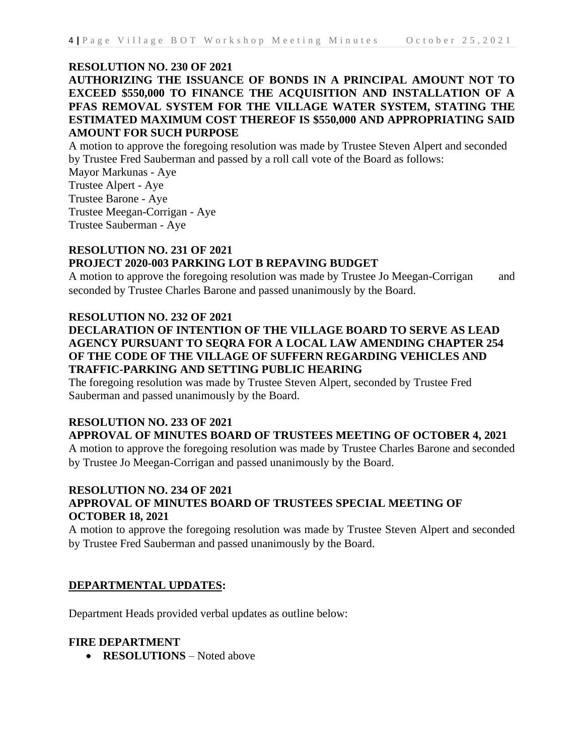**RESOLUTION NO. 230 OF 2021**

**AUTHORIZING THE ISSUANCE OF BONDS IN A PRINCIPAL AMOUNT NOT TO EXCEED $550,000 TO FINANCE THE ACQUISITION AND INSTALLATION OF A PFAS REMOVAL SYSTEM FOR THE VILLAGE WATER SYSTEM, STATING THE ESTIMATED MAXIMUM COST THEREOF IS $550,000 AND APPROPRIATING SAID AMOUNT FOR SUCH PURPOSE**

A motion to approve the foregoing resolution was made by Trustee Steven Alpert and seconded by Trustee Fred Sauberman and passed by a roll call vote of the Board as follows:

Mayor Markunas - Aye
Trustee Alpert - Aye
Trustee Barone - Aye
Trustee Meegan-Corrigan - Aye
Trustee Sauberman - Aye

**RESOLUTION NO. 231 OF 2021**

**PROJECT 2020-003 PARKING LOT B REPAVING BUDGET**

A motion to approve the foregoing resolution was made by Trustee Jo Meegan-Corrigan and seconded by Trustee Charles Barone and passed unanimously by the Board.

**RESOLUTION NO. 232 OF 2021**

**DECLARATION OF INTENTION OF THE VILLAGE BOARD TO SERVE AS LEAD AGENCY PURSUANT TO SEQRA FOR A LOCAL LAW AMENDING CHAPTER 254 OF THE CODE OF THE VILLAGE OF SUFFERN REGARDING VEHICLES AND TRAFFIC-PARKING AND SETTING PUBLIC HEARING**

The foregoing resolution was made by Trustee Steven Alpert, seconded by Trustee Fred Sauberman and passed unanimously by the Board.

**RESOLUTION NO. 233 OF 2021**

**APPROVAL OF MINUTES BOARD OF TRUSTEES MEETING OF OCTOBER 4, 2021**

A motion to approve the foregoing resolution was made by Trustee Charles Barone and seconded by Trustee Jo Meegan-Corrigan and passed unanimously by the Board.

**RESOLUTION NO. 234 OF 2021**

**APPROVAL OF MINUTES BOARD OF TRUSTEES SPECIAL MEETING OF OCTOBER 18, 2021**

A motion to approve the foregoing resolution was made by Trustee Steven Alpert and seconded by Trustee Fred Sauberman and passed unanimously by the Board.

**DEPARTMENTAL UPDATES:**

Department Heads provided verbal updates as outline below:

**FIRE DEPARTMENT**

- **RESOLUTIONS** – Noted above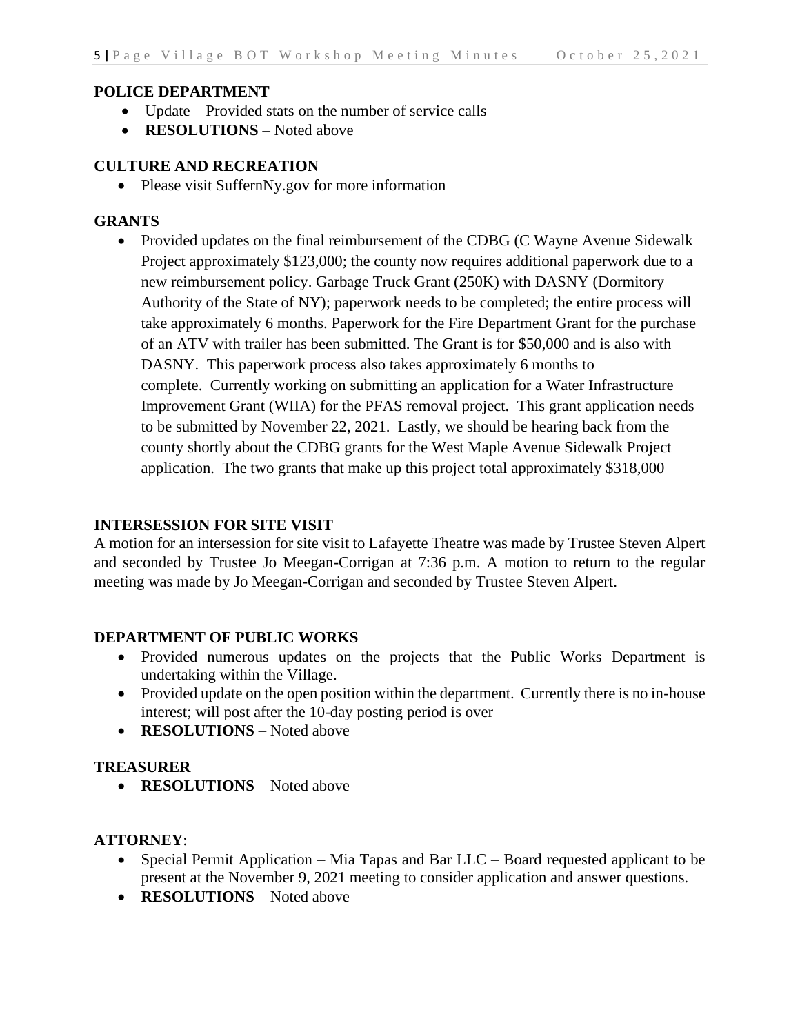### POLICE DEPARTMENT

- Update – Provided stats on the number of service calls
- **RESOLUTIONS** – Noted above

### CULTURE AND RECREATION

- Please visit SuffernNy.gov for more information

### GRANTS

- Provided updates on the final reimbursement of the CDBG (C Wayne Avenue Sidewalk Project approximately $123,000; the county now requires additional paperwork due to a new reimbursement policy. Garbage Truck Grant (250K) with DASNY (Dormitory Authority of the State of NY); paperwork needs to be completed; the entire process will take approximately 6 months. Paperwork for the Fire Department Grant for the purchase of an ATV with trailer has been submitted. The Grant is for $50,000 and is also with DASNY. This paperwork process also takes approximately 6 months to complete. Currently working on submitting an application for a Water Infrastructure Improvement Grant (WIIA) for the PFAS removal project. This grant application needs to be submitted by November 22, 2021. Lastly, we should be hearing back from the county shortly about the CDBG grants for the West Maple Avenue Sidewalk Project application. The two grants that make up this project total approximately $318,000

### INTERSESSION FOR SITE VISIT

A motion for an intersession for site visit to Lafayette Theatre was made by Trustee Steven Alpert and seconded by Trustee Jo Meegan-Corrigan at 7:36 p.m. A motion to return to the regular meeting was made by Jo Meegan-Corrigan and seconded by Trustee Steven Alpert.

### DEPARTMENT OF PUBLIC WORKS

- Provided numerous updates on the projects that the Public Works Department is undertaking within the Village.
- Provided update on the open position within the department. Currently there is no in-house interest; will post after the 10-day posting period is over
- **RESOLUTIONS** – Noted above

### TREASURER

- **RESOLUTIONS** – Noted above

### ATTORNEY:

- Special Permit Application – Mia Tapas and Bar LLC – Board requested applicant to be present at the November 9, 2021 meeting to consider application and answer questions.
- **RESOLUTIONS** – Noted above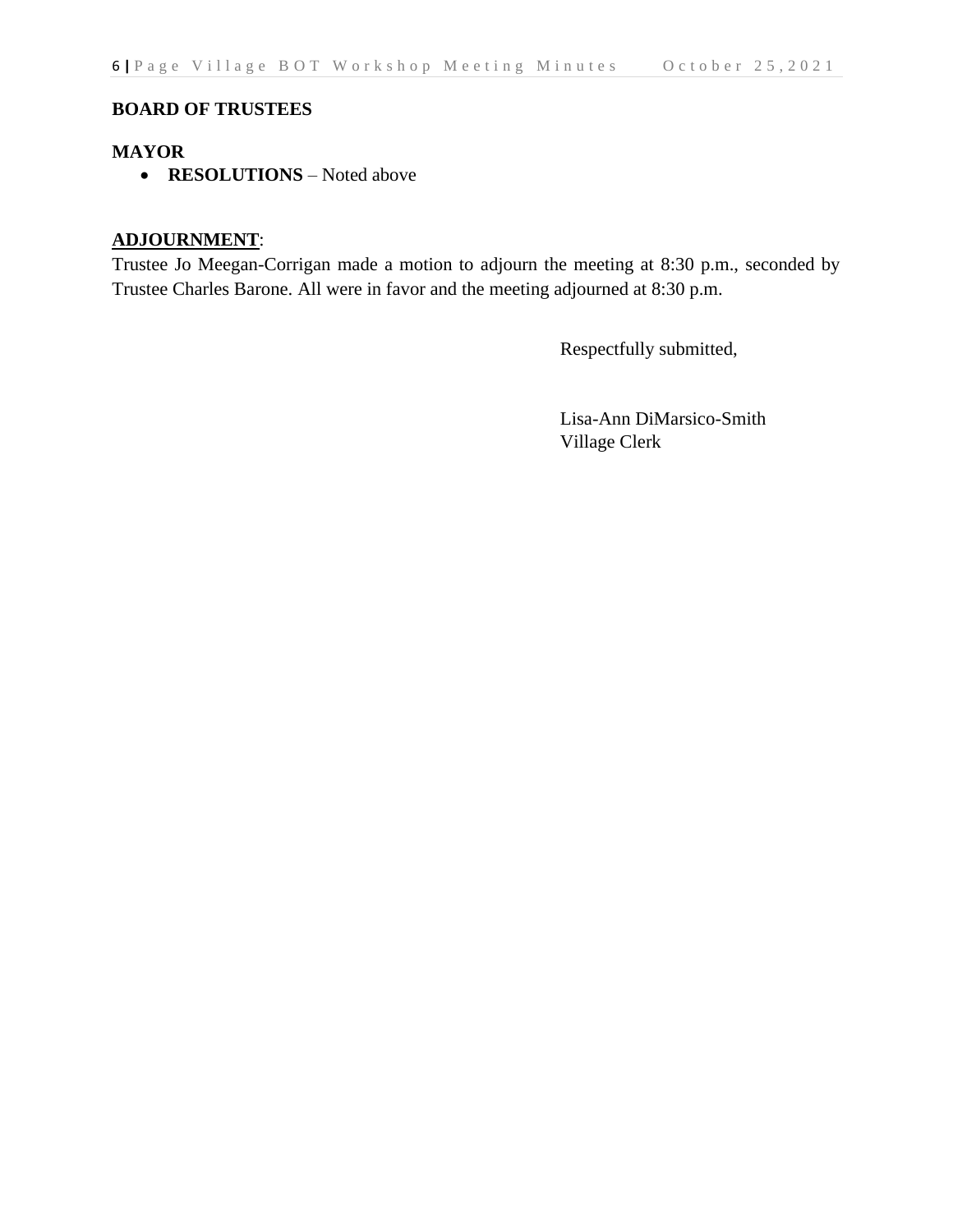**BOARD OF TRUSTEES**

**MAYOR**

- **RESOLUTIONS** – Noted above

**ADJOURNMENT**:

Trustee Jo Meegan-Corrigan made a motion to adjourn the meeting at 8:30 p.m., seconded by Trustee Charles Barone. All were in favor and the meeting adjourned at 8:30 p.m.

Respectfully submitted,

Lisa-Ann DiMarsico-Smith
Village Clerk